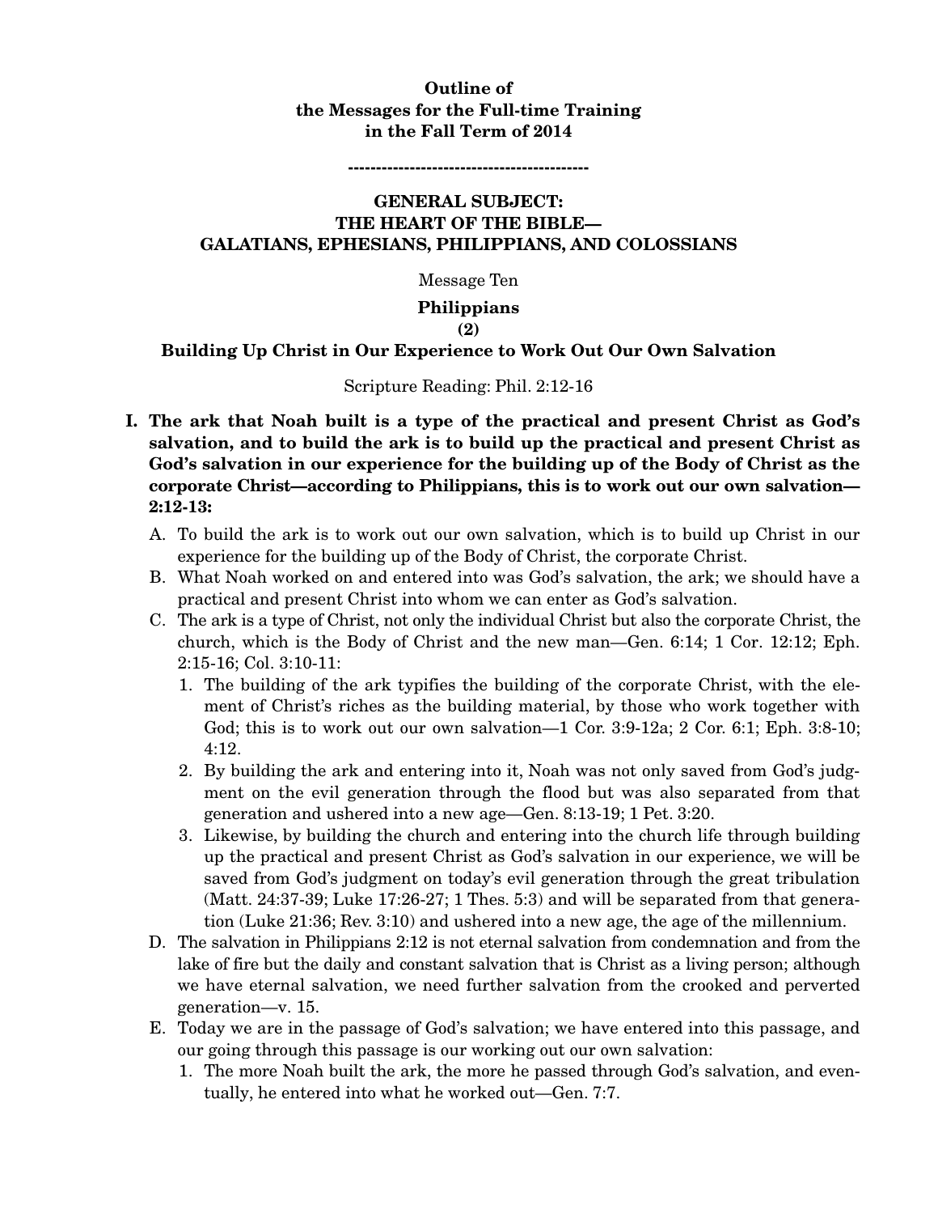**Outline of**
**the Messages for the Full-time Training**
**in the Fall Term of 2014**

**-------------------------------------------**

**GENERAL SUBJECT:**
**THE HEART OF THE BIBLE—**
**GALATIANS, EPHESIANS, PHILIPPIANS, AND COLOSSIANS**

Message Ten

**Philippians**
**(2)**
**Building Up Christ in Our Experience to Work Out Our Own Salvation**

Scripture Reading: Phil. 2:12-16

**I. The ark that Noah built is a type of the practical and present Christ as God's salvation, and to build the ark is to build up the practical and present Christ as God's salvation in our experience for the building up of the Body of Christ as the corporate Christ—according to Philippians, this is to work out our own salvation—2:12-13:**

A. To build the ark is to work out our own salvation, which is to build up Christ in our experience for the building up of the Body of Christ, the corporate Christ.

B. What Noah worked on and entered into was God's salvation, the ark; we should have a practical and present Christ into whom we can enter as God's salvation.

C. The ark is a type of Christ, not only the individual Christ but also the corporate Christ, the church, which is the Body of Christ and the new man—Gen. 6:14; 1 Cor. 12:12; Eph. 2:15-16; Col. 3:10-11:

1. The building of the ark typifies the building of the corporate Christ, with the element of Christ's riches as the building material, by those who work together with God; this is to work out our own salvation—1 Cor. 3:9-12a; 2 Cor. 6:1; Eph. 3:8-10; 4:12.
2. By building the ark and entering into it, Noah was not only saved from God's judgment on the evil generation through the flood but was also separated from that generation and ushered into a new age—Gen. 8:13-19; 1 Pet. 3:20.
3. Likewise, by building the church and entering into the church life through building up the practical and present Christ as God's salvation in our experience, we will be saved from God's judgment on today's evil generation through the great tribulation (Matt. 24:37-39; Luke 17:26-27; 1 Thes. 5:3) and will be separated from that generation (Luke 21:36; Rev. 3:10) and ushered into a new age, the age of the millennium.

D. The salvation in Philippians 2:12 is not eternal salvation from condemnation and from the lake of fire but the daily and constant salvation that is Christ as a living person; although we have eternal salvation, we need further salvation from the crooked and perverted generation—v. 15.

E. Today we are in the passage of God's salvation; we have entered into this passage, and our going through this passage is our working out our own salvation:

1. The more Noah built the ark, the more he passed through God's salvation, and eventually, he entered into what he worked out—Gen. 7:7.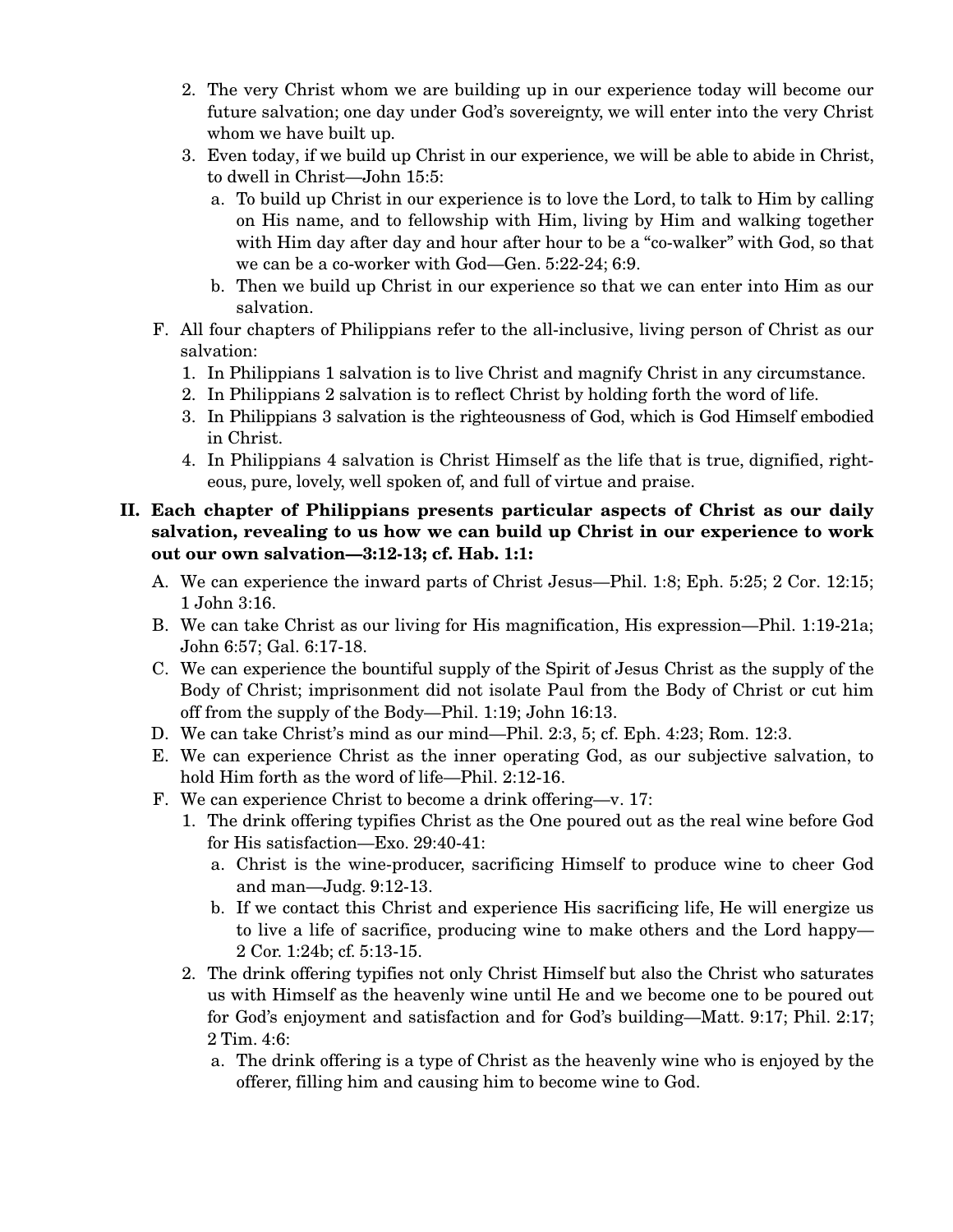2. The very Christ whom we are building up in our experience today will become our future salvation; one day under God's sovereignty, we will enter into the very Christ whom we have built up.
3. Even today, if we build up Christ in our experience, we will be able to abide in Christ, to dwell in Christ—John 15:5:
   a. To build up Christ in our experience is to love the Lord, to talk to Him by calling on His name, and to fellowship with Him, living by Him and walking together with Him day after day and hour after hour to be a "co-walker" with God, so that we can be a co-worker with God—Gen. 5:22-24; 6:9.
   b. Then we build up Christ in our experience so that we can enter into Him as our salvation.

F. All four chapters of Philippians refer to the all-inclusive, living person of Christ as our salvation:
   1. In Philippians 1 salvation is to live Christ and magnify Christ in any circumstance.
   2. In Philippians 2 salvation is to reflect Christ by holding forth the word of life.
   3. In Philippians 3 salvation is the righteousness of God, which is God Himself embodied in Christ.
   4. In Philippians 4 salvation is Christ Himself as the life that is true, dignified, righteous, pure, lovely, well spoken of, and full of virtue and praise.

**II. Each chapter of Philippians presents particular aspects of Christ as our daily salvation, revealing to us how we can build up Christ in our experience to work out our own salvation—3:12-13; cf. Hab. 1:1:**

A. We can experience the inward parts of Christ Jesus—Phil. 1:8; Eph. 5:25; 2 Cor. 12:15; 1 John 3:16.

B. We can take Christ as our living for His magnification, His expression—Phil. 1:19-21a; John 6:57; Gal. 6:17-18.

C. We can experience the bountiful supply of the Spirit of Jesus Christ as the supply of the Body of Christ; imprisonment did not isolate Paul from the Body of Christ or cut him off from the supply of the Body—Phil. 1:19; John 16:13.

D. We can take Christ's mind as our mind—Phil. 2:3, 5; cf. Eph. 4:23; Rom. 12:3.

E. We can experience Christ as the inner operating God, as our subjective salvation, to hold Him forth as the word of life—Phil. 2:12-16.

F. We can experience Christ to become a drink offering—v. 17:
   1. The drink offering typifies Christ as the One poured out as the real wine before God for His satisfaction—Exo. 29:40-41:
      a. Christ is the wine-producer, sacrificing Himself to produce wine to cheer God and man—Judg. 9:12-13.
      b. If we contact this Christ and experience His sacrificing life, He will energize us to live a life of sacrifice, producing wine to make others and the Lord happy—2 Cor. 1:24b; cf. 5:13-15.
   2. The drink offering typifies not only Christ Himself but also the Christ who saturates us with Himself as the heavenly wine until He and we become one to be poured out for God's enjoyment and satisfaction and for God's building—Matt. 9:17; Phil. 2:17; 2 Tim. 4:6:
      a. The drink offering is a type of Christ as the heavenly wine who is enjoyed by the offerer, filling him and causing him to become wine to God.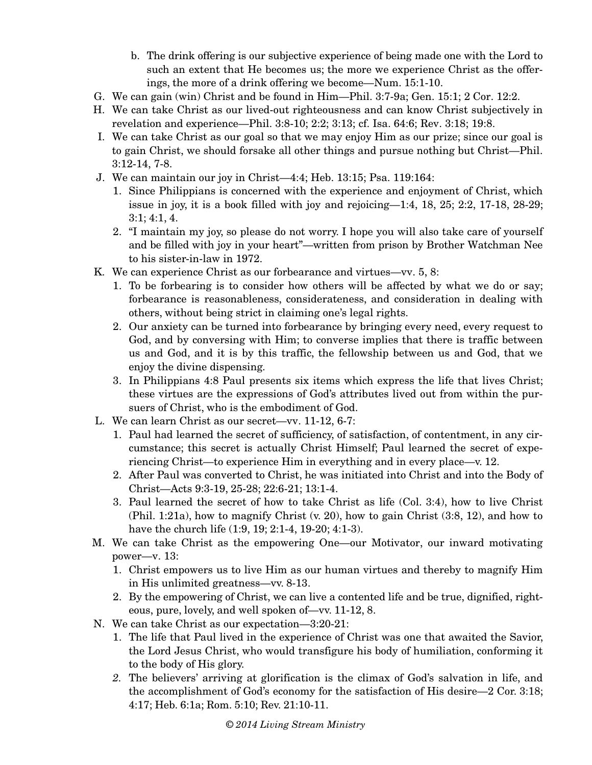b. The drink offering is our subjective experience of being made one with the Lord to such an extent that He becomes us; the more we experience Christ as the offerings, the more of a drink offering we become—Num. 15:1-10.

G. We can gain (win) Christ and be found in Him—Phil. 3:7-9a; Gen. 15:1; 2 Cor. 12:2.

H. We can take Christ as our lived-out righteousness and can know Christ subjectively in revelation and experience—Phil. 3:8-10; 2:2; 3:13; cf. Isa. 64:6; Rev. 3:18; 19:8.

I. We can take Christ as our goal so that we may enjoy Him as our prize; since our goal is to gain Christ, we should forsake all other things and pursue nothing but Christ—Phil. 3:12-14, 7-8.

J. We can maintain our joy in Christ—4:4; Heb. 13:15; Psa. 119:164:
   1. Since Philippians is concerned with the experience and enjoyment of Christ, which issue in joy, it is a book filled with joy and rejoicing—1:4, 18, 25; 2:2, 17-18, 28-29; 3:1; 4:1, 4.
   2. "I maintain my joy, so please do not worry. I hope you will also take care of yourself and be filled with joy in your heart"—written from prison by Brother Watchman Nee to his sister-in-law in 1972.

K. We can experience Christ as our forbearance and virtues—vv. 5, 8:
   1. To be forbearing is to consider how others will be affected by what we do or say; forbearance is reasonableness, considerateness, and consideration in dealing with others, without being strict in claiming one's legal rights.
   2. Our anxiety can be turned into forbearance by bringing every need, every request to God, and by conversing with Him; to converse implies that there is traffic between us and God, and it is by this traffic, the fellowship between us and God, that we enjoy the divine dispensing.
   3. In Philippians 4:8 Paul presents six items which express the life that lives Christ; these virtues are the expressions of God's attributes lived out from within the pursuers of Christ, who is the embodiment of God.

L. We can learn Christ as our secret—vv. 11-12, 6-7:
   1. Paul had learned the secret of sufficiency, of satisfaction, of contentment, in any circumstance; this secret is actually Christ Himself; Paul learned the secret of experiencing Christ—to experience Him in everything and in every place—v. 12.
   2. After Paul was converted to Christ, he was initiated into Christ and into the Body of Christ—Acts 9:3-19, 25-28; 22:6-21; 13:1-4.
   3. Paul learned the secret of how to take Christ as life (Col. 3:4), how to live Christ (Phil. 1:21a), how to magnify Christ (v. 20), how to gain Christ (3:8, 12), and how to have the church life (1:9, 19; 2:1-4, 19-20; 4:1-3).

M. We can take Christ as the empowering One—our Motivator, our inward motivating power—v. 13:
   1. Christ empowers us to live Him as our human virtues and thereby to magnify Him in His unlimited greatness—vv. 8-13.
   2. By the empowering of Christ, we can live a contented life and be true, dignified, righteous, pure, lovely, and well spoken of—vv. 11-12, 8.

N. We can take Christ as our expectation—3:20-21:
   1. The life that Paul lived in the experience of Christ was one that awaited the Savior, the Lord Jesus Christ, who would transfigure his body of humiliation, conforming it to the body of His glory.
   2. The believers' arriving at glorification is the climax of God's salvation in life, and the accomplishment of God's economy for the satisfaction of His desire—2 Cor. 3:18; 4:17; Heb. 6:1a; Rom. 5:10; Rev. 21:10-11.

*© 2014 Living Stream Ministry*